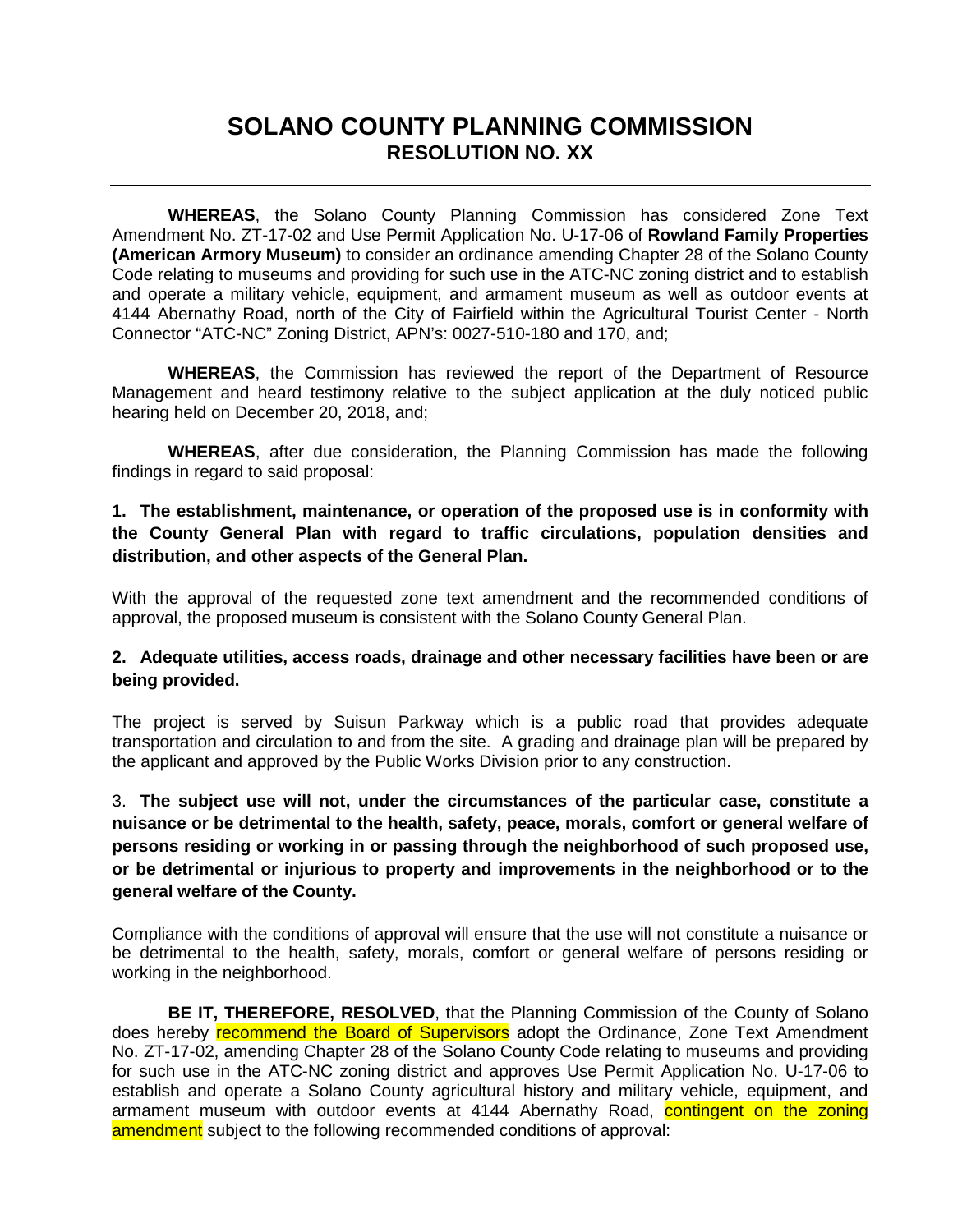# SOLANO COUNTY PLANNING COMMISSION
## RESOLUTION NO. XX

---

**WHEREAS**, the Solano County Planning Commission has considered Zone Text Amendment No. ZT-17-02 and Use Permit Application No. U-17-06 of **Rowland Family Properties (American Armory Museum)** to consider an ordinance amending Chapter 28 of the Solano County Code relating to museums and providing for such use in the ATC-NC zoning district and to establish and operate a military vehicle, equipment, and armament museum as well as outdoor events at 4144 Abernathy Road, north of the City of Fairfield within the Agricultural Tourist Center - North Connector "ATC-NC" Zoning District, APN's: 0027-510-180 and 170, and;

**WHEREAS**, the Commission has reviewed the report of the Department of Resource Management and heard testimony relative to the subject application at the duly noticed public hearing held on December 20, 2018, and;

**WHEREAS**, after due consideration, the Planning Commission has made the following findings in regard to said proposal:

**1. The establishment, maintenance, or operation of the proposed use is in conformity with the County General Plan with regard to traffic circulations, population densities and distribution, and other aspects of the General Plan.**

With the approval of the requested zone text amendment and the recommended conditions of approval, the proposed museum is consistent with the Solano County General Plan.

**2. Adequate utilities, access roads, drainage and other necessary facilities have been or are being provided.**

The project is served by Suisun Parkway which is a public road that provides adequate transportation and circulation to and from the site. A grading and drainage plan will be prepared by the applicant and approved by the Public Works Division prior to any construction.

3. **The subject use will not, under the circumstances of the particular case, constitute a nuisance or be detrimental to the health, safety, peace, morals, comfort or general welfare of persons residing or working in or passing through the neighborhood of such proposed use, or be detrimental or injurious to property and improvements in the neighborhood or to the general welfare of the County.**

Compliance with the conditions of approval will ensure that the use will not constitute a nuisance or be detrimental to the health, safety, morals, comfort or general welfare of persons residing or working in the neighborhood.

**BE IT, THEREFORE, RESOLVED**, that the Planning Commission of the County of Solano does hereby recommend the Board of Supervisors adopt the Ordinance, Zone Text Amendment No. ZT-17-02, amending Chapter 28 of the Solano County Code relating to museums and providing for such use in the ATC-NC zoning district and approves Use Permit Application No. U-17-06 to establish and operate a Solano County agricultural history and military vehicle, equipment, and armament museum with outdoor events at 4144 Abernathy Road, contingent on the zoning amendment subject to the following recommended conditions of approval: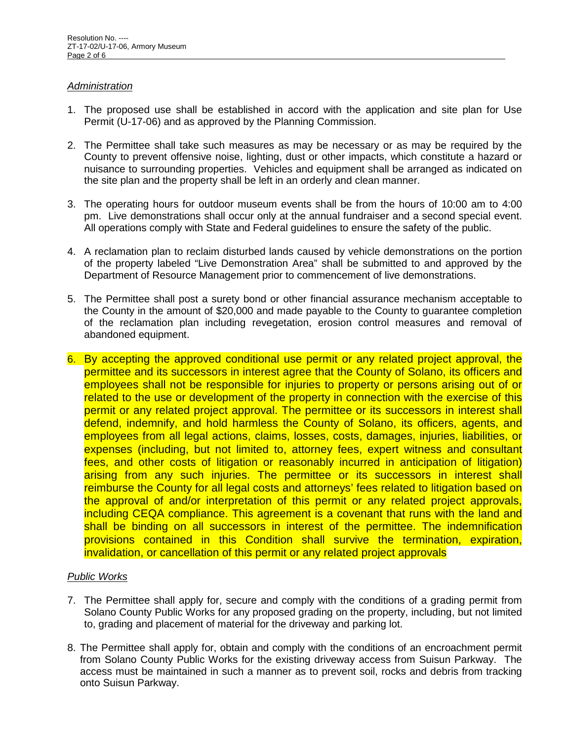*Administration*

1. The proposed use shall be established in accord with the application and site plan for Use Permit (U-17-06) and as approved by the Planning Commission.

2. The Permittee shall take such measures as may be necessary or as may be required by the County to prevent offensive noise, lighting, dust or other impacts, which constitute a hazard or nuisance to surrounding properties. Vehicles and equipment shall be arranged as indicated on the site plan and the property shall be left in an orderly and clean manner.

3. The operating hours for outdoor museum events shall be from the hours of 10:00 am to 4:00 pm. Live demonstrations shall occur only at the annual fundraiser and a second special event. All operations comply with State and Federal guidelines to ensure the safety of the public.

4. A reclamation plan to reclaim disturbed lands caused by vehicle demonstrations on the portion of the property labeled "Live Demonstration Area" shall be submitted to and approved by the Department of Resource Management prior to commencement of live demonstrations.

5. The Permittee shall post a surety bond or other financial assurance mechanism acceptable to the County in the amount of $20,000 and made payable to the County to guarantee completion of the reclamation plan including revegetation, erosion control measures and removal of abandoned equipment.

6. By accepting the approved conditional use permit or any related project approval, the permittee and its successors in interest agree that the County of Solano, its officers and employees shall not be responsible for injuries to property or persons arising out of or related to the use or development of the property in connection with the exercise of this permit or any related project approval. The permittee or its successors in interest shall defend, indemnify, and hold harmless the County of Solano, its officers, agents, and employees from all legal actions, claims, losses, costs, damages, injuries, liabilities, or expenses (including, but not limited to, attorney fees, expert witness and consultant fees, and other costs of litigation or reasonably incurred in anticipation of litigation) arising from any such injuries. The permittee or its successors in interest shall reimburse the County for all legal costs and attorneys' fees related to litigation based on the approval of and/or interpretation of this permit or any related project approvals, including CEQA compliance. This agreement is a covenant that runs with the land and shall be binding on all successors in interest of the permittee. The indemnification provisions contained in this Condition shall survive the termination, expiration, invalidation, or cancellation of this permit or any related project approvals

*Public Works*

7. The Permittee shall apply for, secure and comply with the conditions of a grading permit from Solano County Public Works for any proposed grading on the property, including, but not limited to, grading and placement of material for the driveway and parking lot.

8. The Permittee shall apply for, obtain and comply with the conditions of an encroachment permit from Solano County Public Works for the existing driveway access from Suisun Parkway. The access must be maintained in such a manner as to prevent soil, rocks and debris from tracking onto Suisun Parkway.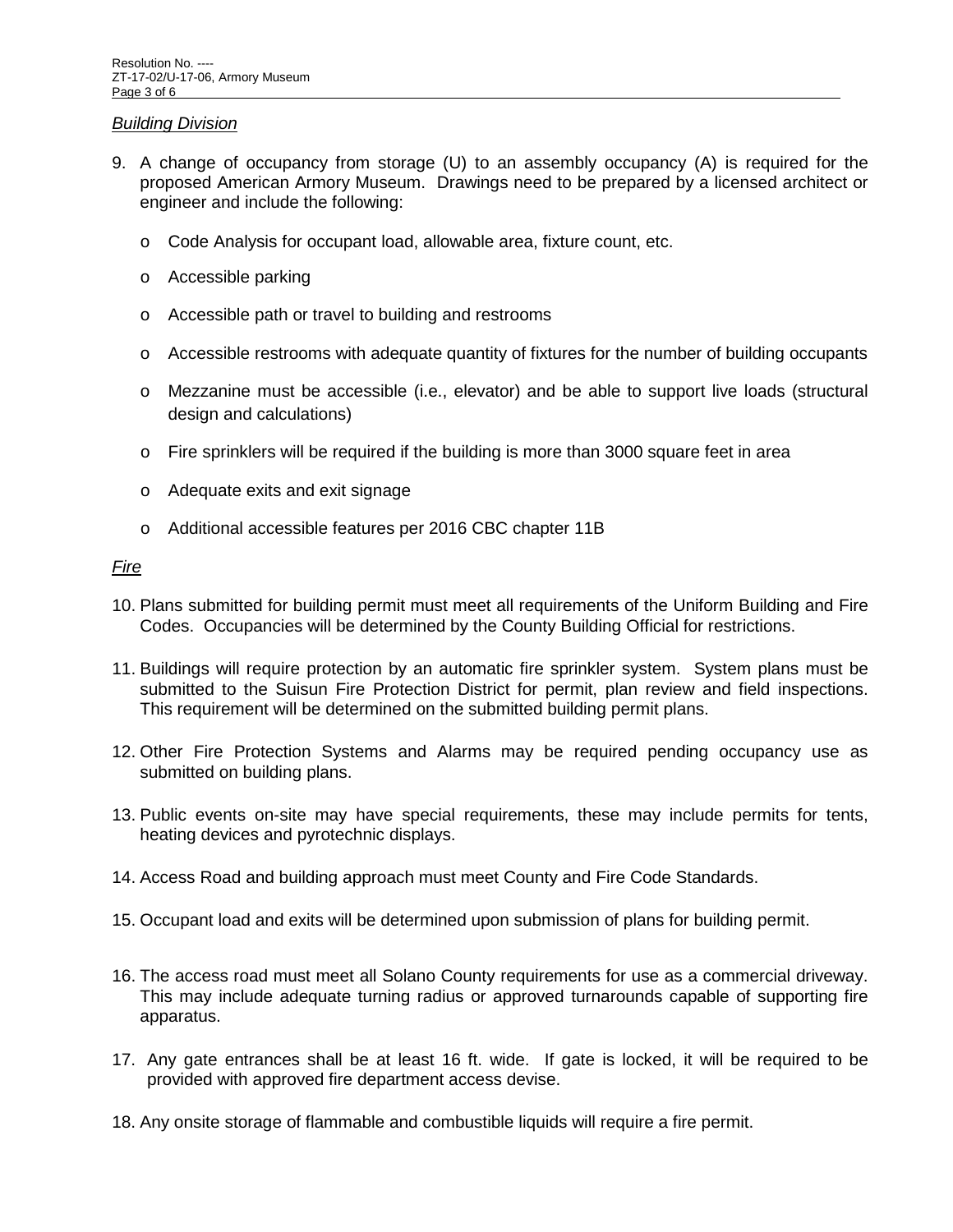*Building Division*

9. A change of occupancy from storage (U) to an assembly occupancy (A) is required for the proposed American Armory Museum. Drawings need to be prepared by a licensed architect or engineer and include the following:

   - Code Analysis for occupant load, allowable area, fixture count, etc.
   - Accessible parking
   - Accessible path or travel to building and restrooms
   - Accessible restrooms with adequate quantity of fixtures for the number of building occupants
   - Mezzanine must be accessible (i.e., elevator) and be able to support live loads (structural design and calculations)
   - Fire sprinklers will be required if the building is more than 3000 square feet in area
   - Adequate exits and exit signage
   - Additional accessible features per 2016 CBC chapter 11B

*Fire*

10. Plans submitted for building permit must meet all requirements of the Uniform Building and Fire Codes. Occupancies will be determined by the County Building Official for restrictions.

11. Buildings will require protection by an automatic fire sprinkler system. System plans must be submitted to the Suisun Fire Protection District for permit, plan review and field inspections. This requirement will be determined on the submitted building permit plans.

12. Other Fire Protection Systems and Alarms may be required pending occupancy use as submitted on building plans.

13. Public events on-site may have special requirements, these may include permits for tents, heating devices and pyrotechnic displays.

14. Access Road and building approach must meet County and Fire Code Standards.

15. Occupant load and exits will be determined upon submission of plans for building permit.

16. The access road must meet all Solano County requirements for use as a commercial driveway. This may include adequate turning radius or approved turnarounds capable of supporting fire apparatus.

17. Any gate entrances shall be at least 16 ft. wide. If gate is locked, it will be required to be provided with approved fire department access devise.

18. Any onsite storage of flammable and combustible liquids will require a fire permit.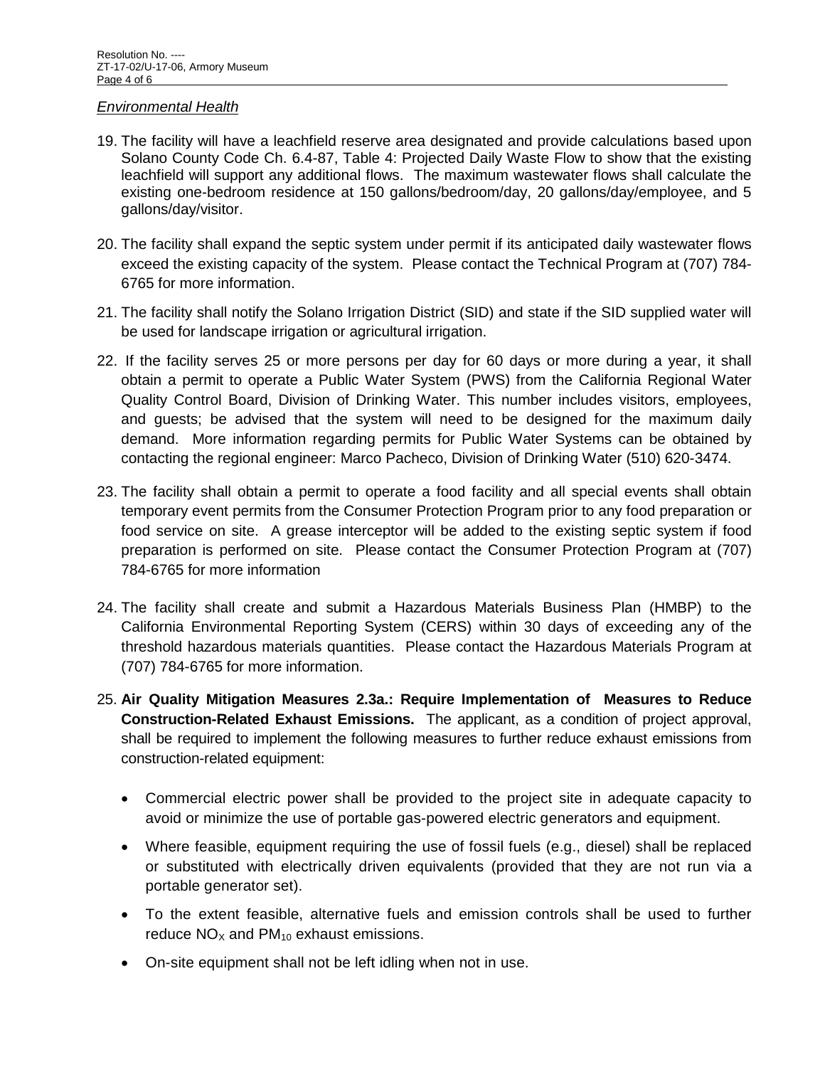*Environmental Health*

19. The facility will have a leachfield reserve area designated and provide calculations based upon Solano County Code Ch. 6.4-87, Table 4: Projected Daily Waste Flow to show that the existing leachfield will support any additional flows. The maximum wastewater flows shall calculate the existing one-bedroom residence at 150 gallons/bedroom/day, 20 gallons/day/employee, and 5 gallons/day/visitor.

20. The facility shall expand the septic system under permit if its anticipated daily wastewater flows exceed the existing capacity of the system. Please contact the Technical Program at (707) 784-6765 for more information.

21. The facility shall notify the Solano Irrigation District (SID) and state if the SID supplied water will be used for landscape irrigation or agricultural irrigation.

22. If the facility serves 25 or more persons per day for 60 days or more during a year, it shall obtain a permit to operate a Public Water System (PWS) from the California Regional Water Quality Control Board, Division of Drinking Water. This number includes visitors, employees, and guests; be advised that the system will need to be designed for the maximum daily demand. More information regarding permits for Public Water Systems can be obtained by contacting the regional engineer: Marco Pacheco, Division of Drinking Water (510) 620-3474.

23. The facility shall obtain a permit to operate a food facility and all special events shall obtain temporary event permits from the Consumer Protection Program prior to any food preparation or food service on site. A grease interceptor will be added to the existing septic system if food preparation is performed on site. Please contact the Consumer Protection Program at (707) 784-6765 for more information

24. The facility shall create and submit a Hazardous Materials Business Plan (HMBP) to the California Environmental Reporting System (CERS) within 30 days of exceeding any of the threshold hazardous materials quantities. Please contact the Hazardous Materials Program at (707) 784-6765 for more information.

25. **Air Quality Mitigation Measures 2.3a.: Require Implementation of Measures to Reduce Construction-Related Exhaust Emissions.** The applicant, as a condition of project approval, shall be required to implement the following measures to further reduce exhaust emissions from construction-related equipment:

    - Commercial electric power shall be provided to the project site in adequate capacity to avoid or minimize the use of portable gas-powered electric generators and equipment.
    - Where feasible, equipment requiring the use of fossil fuels (e.g., diesel) shall be replaced or substituted with electrically driven equivalents (provided that they are not run via a portable generator set).
    - To the extent feasible, alternative fuels and emission controls shall be used to further reduce $NO_X$ and $PM_{10}$ exhaust emissions.
    - On-site equipment shall not be left idling when not in use.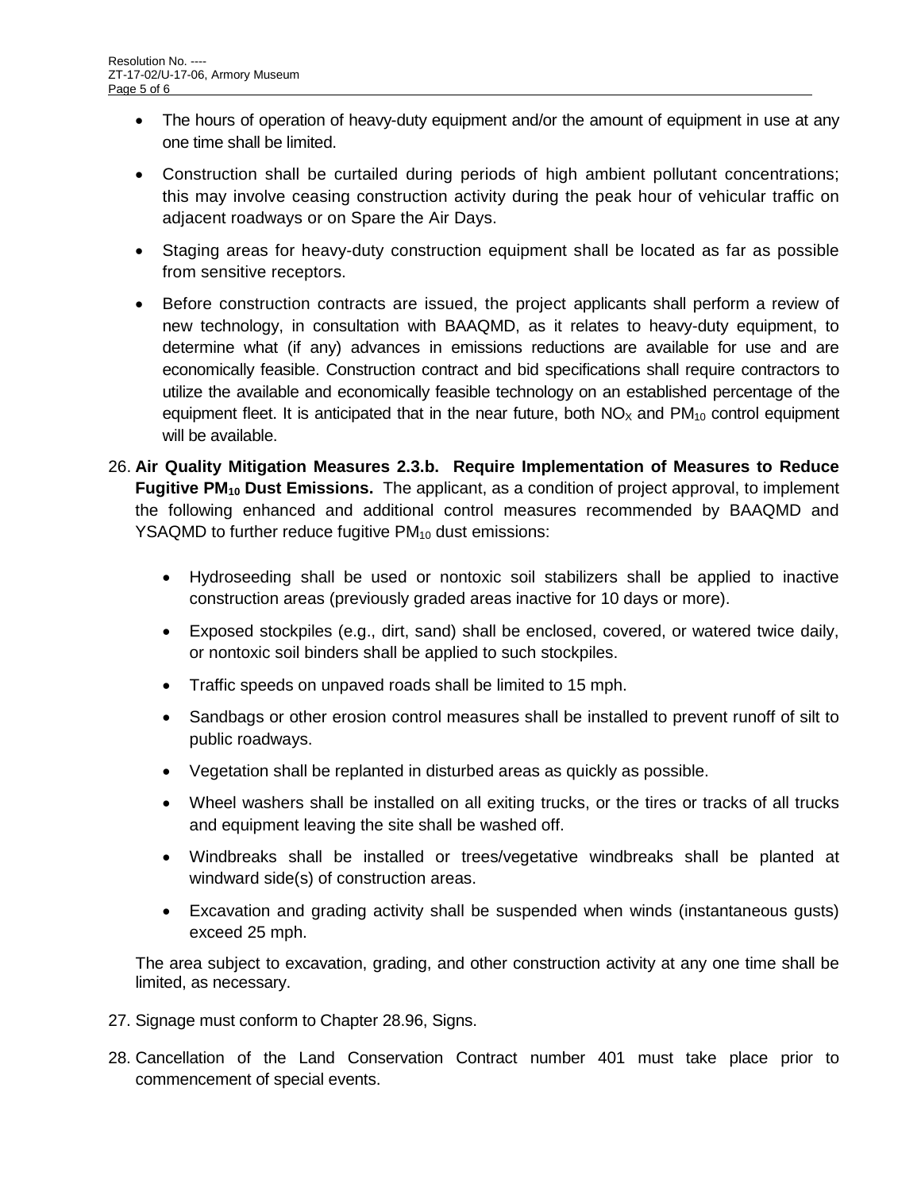- The hours of operation of heavy-duty equipment and/or the amount of equipment in use at any one time shall be limited.
- Construction shall be curtailed during periods of high ambient pollutant concentrations; this may involve ceasing construction activity during the peak hour of vehicular traffic on adjacent roadways or on Spare the Air Days.
- Staging areas for heavy-duty construction equipment shall be located as far as possible from sensitive receptors.
- Before construction contracts are issued, the project applicants shall perform a review of new technology, in consultation with BAAQMD, as it relates to heavy-duty equipment, to determine what (if any) advances in emissions reductions are available for use and are economically feasible. Construction contract and bid specifications shall require contractors to utilize the available and economically feasible technology on an established percentage of the equipment fleet. It is anticipated that in the near future, both $NO_X$ and $PM_{10}$ control equipment will be available.

26. **Air Quality Mitigation Measures 2.3.b. Require Implementation of Measures to Reduce Fugitive $PM_{10}$ Dust Emissions.** The applicant, as a condition of project approval, to implement the following enhanced and additional control measures recommended by BAAQMD and YSAQMD to further reduce fugitive $PM_{10}$ dust emissions:

    - Hydroseeding shall be used or nontoxic soil stabilizers shall be applied to inactive construction areas (previously graded areas inactive for 10 days or more).
    - Exposed stockpiles (e.g., dirt, sand) shall be enclosed, covered, or watered twice daily, or nontoxic soil binders shall be applied to such stockpiles.
    - Traffic speeds on unpaved roads shall be limited to 15 mph.
    - Sandbags or other erosion control measures shall be installed to prevent runoff of silt to public roadways.
    - Vegetation shall be replanted in disturbed areas as quickly as possible.
    - Wheel washers shall be installed on all exiting trucks, or the tires or tracks of all trucks and equipment leaving the site shall be washed off.
    - Windbreaks shall be installed or trees/vegetative windbreaks shall be planted at windward side(s) of construction areas.
    - Excavation and grading activity shall be suspended when winds (instantaneous gusts) exceed 25 mph.

    The area subject to excavation, grading, and other construction activity at any one time shall be limited, as necessary.

27. Signage must conform to Chapter 28.96, Signs.

28. Cancellation of the Land Conservation Contract number 401 must take place prior to commencement of special events.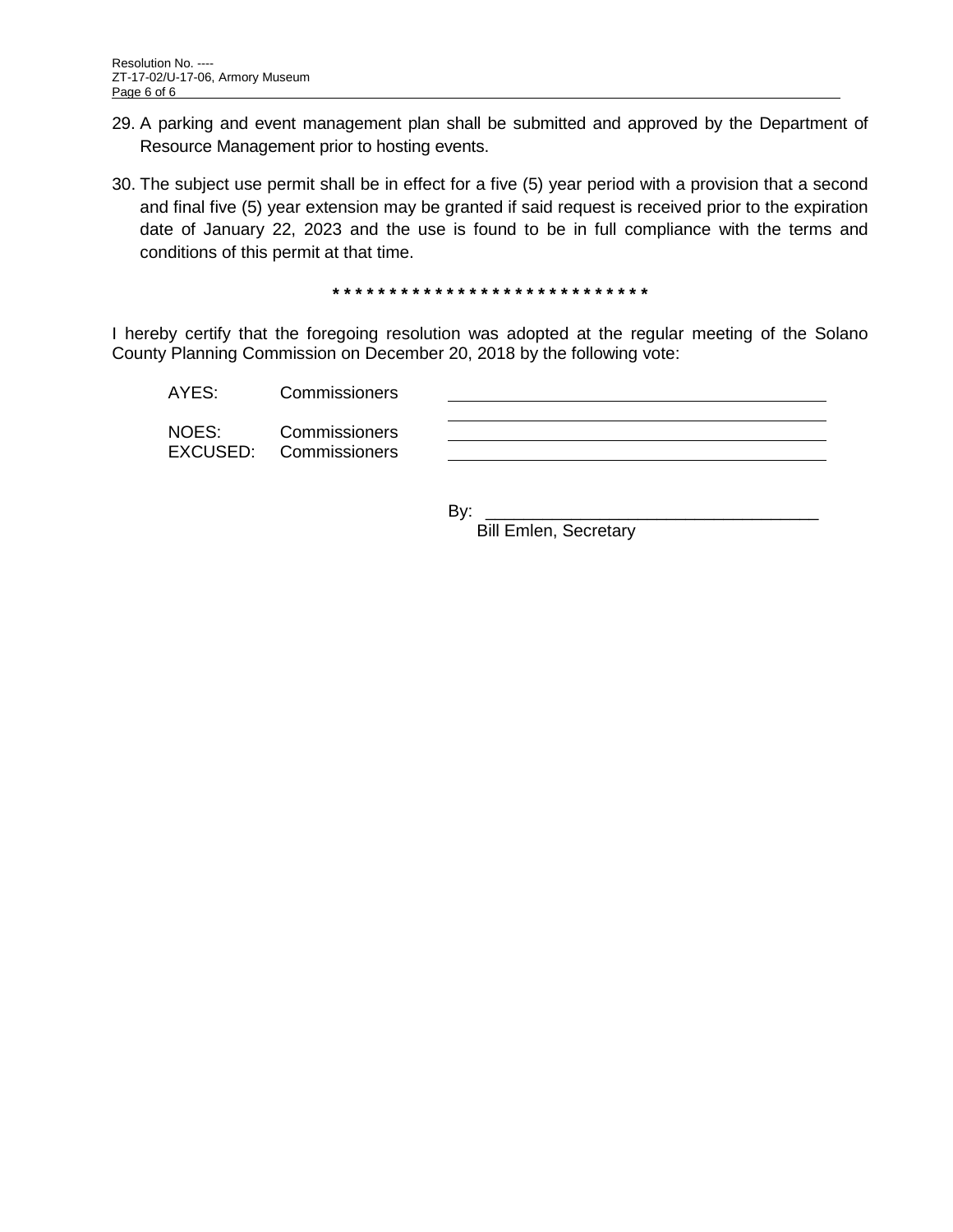29. A parking and event management plan shall be submitted and approved by the Department of Resource Management prior to hosting events.

30. The subject use permit shall be in effect for a five (5) year period with a provision that a second and final five (5) year extension may be granted if said request is received prior to the expiration date of January 22, 2023 and the use is found to be in full compliance with the terms and conditions of this permit at that time.

* * * * * * * * * * * * * * * * * * * * * * * * * * * * *

I hereby certify that the foregoing resolution was adopted at the regular meeting of the Solano County Planning Commission on December 20, 2018 by the following vote:

AYES: Commissioners ________________________________

________________________________

NOES: Commissioners ________________________________

EXCUSED: Commissioners ________________________________

By: ________________________________

Bill Emlen, Secretary